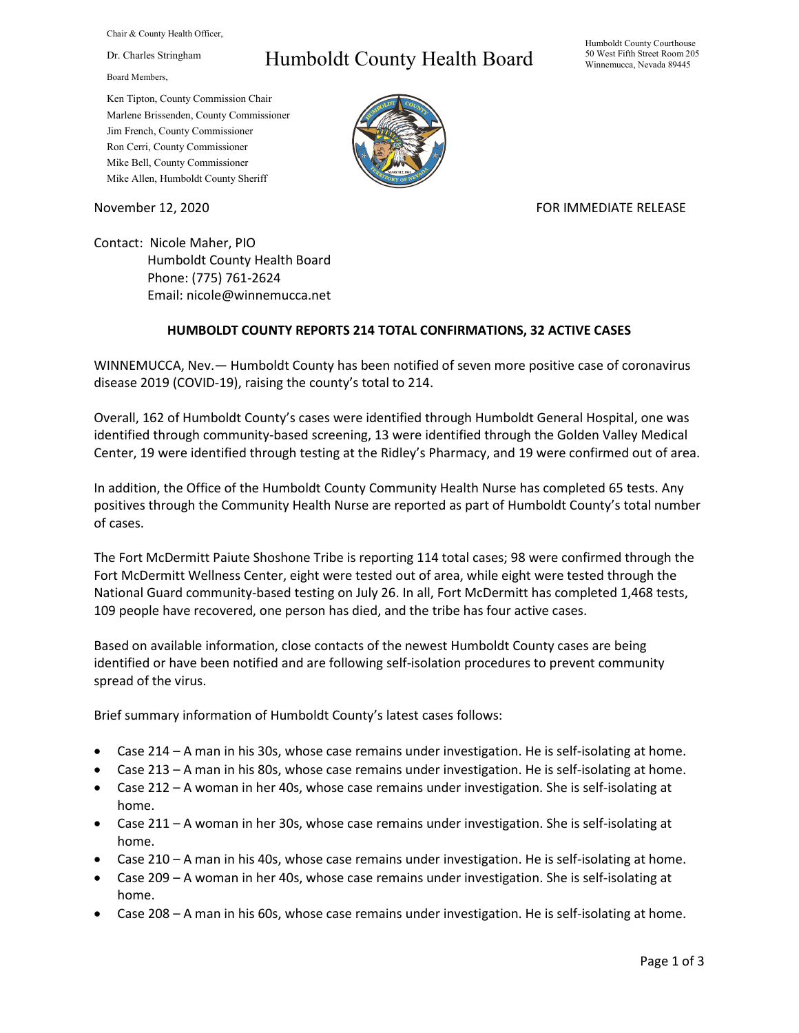Chair & County Health Officer,

Dr. Charles Stringham

Board Members,

Ken Tipton, County Commission Chair
Marlene Brissenden, County Commissioner
Jim French, County Commissioner
Ron Cerri, County Commissioner
Mike Bell, County Commissioner
Mike Allen, Humboldt County Sheriff

# Humboldt County Health Board

Humboldt County Courthouse
50 West Fifth Street Room 205
Winnemucca, Nevada 89445

November 12, 2020

FOR IMMEDIATE RELEASE

Contact: Nicole Maher, PIO
Humboldt County Health Board
Phone: (775) 761-2624
Email: nicole@winnemucca.net

**HUMBOLDT COUNTY REPORTS 214 TOTAL CONFIRMATIONS, 32 ACTIVE CASES**

WINNEMUCCA, Nev.— Humboldt County has been notified of seven more positive case of coronavirus disease 2019 (COVID-19), raising the county's total to 214.

Overall, 162 of Humboldt County's cases were identified through Humboldt General Hospital, one was identified through community-based screening, 13 were identified through the Golden Valley Medical Center, 19 were identified through testing at the Ridley's Pharmacy, and 19 were confirmed out of area.

In addition, the Office of the Humboldt County Community Health Nurse has completed 65 tests. Any positives through the Community Health Nurse are reported as part of Humboldt County's total number of cases.

The Fort McDermitt Paiute Shoshone Tribe is reporting 114 total cases; 98 were confirmed through the Fort McDermitt Wellness Center, eight were tested out of area, while eight were tested through the National Guard community-based testing on July 26. In all, Fort McDermitt has completed 1,468 tests, 109 people have recovered, one person has died, and the tribe has four active cases.

Based on available information, close contacts of the newest Humboldt County cases are being identified or have been notified and are following self-isolation procedures to prevent community spread of the virus.

Brief summary information of Humboldt County's latest cases follows:

- Case 214 – A man in his 30s, whose case remains under investigation. He is self-isolating at home.
- Case 213 – A man in his 80s, whose case remains under investigation. He is self-isolating at home.
- Case 212 – A woman in her 40s, whose case remains under investigation. She is self-isolating at home.
- Case 211 – A woman in her 30s, whose case remains under investigation. She is self-isolating at home.
- Case 210 – A man in his 40s, whose case remains under investigation. He is self-isolating at home.
- Case 209 – A woman in her 40s, whose case remains under investigation. She is self-isolating at home.
- Case 208 – A man in his 60s, whose case remains under investigation. He is self-isolating at home.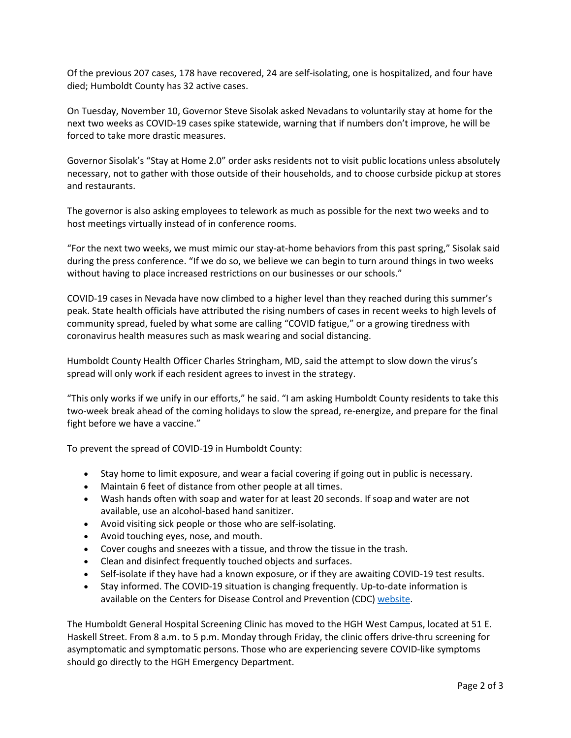Of the previous 207 cases, 178 have recovered, 24 are self-isolating, one is hospitalized, and four have died; Humboldt County has 32 active cases.

On Tuesday, November 10, Governor Steve Sisolak asked Nevadans to voluntarily stay at home for the next two weeks as COVID-19 cases spike statewide, warning that if numbers don't improve, he will be forced to take more drastic measures.

Governor Sisolak's "Stay at Home 2.0" order asks residents not to visit public locations unless absolutely necessary, not to gather with those outside of their households, and to choose curbside pickup at stores and restaurants.

The governor is also asking employees to telework as much as possible for the next two weeks and to host meetings virtually instead of in conference rooms.

"For the next two weeks, we must mimic our stay-at-home behaviors from this past spring," Sisolak said during the press conference. "If we do so, we believe we can begin to turn around things in two weeks without having to place increased restrictions on our businesses or our schools."

COVID-19 cases in Nevada have now climbed to a higher level than they reached during this summer's peak. State health officials have attributed the rising numbers of cases in recent weeks to high levels of community spread, fueled by what some are calling "COVID fatigue," or a growing tiredness with coronavirus health measures such as mask wearing and social distancing.

Humboldt County Health Officer Charles Stringham, MD, said the attempt to slow down the virus's spread will only work if each resident agrees to invest in the strategy.

"This only works if we unify in our efforts," he said. "I am asking Humboldt County residents to take this two-week break ahead of the coming holidays to slow the spread, re-energize, and prepare for the final fight before we have a vaccine."

To prevent the spread of COVID-19 in Humboldt County:

- Stay home to limit exposure, and wear a facial covering if going out in public is necessary.
- Maintain 6 feet of distance from other people at all times.
- Wash hands often with soap and water for at least 20 seconds. If soap and water are not available, use an alcohol-based hand sanitizer.
- Avoid visiting sick people or those who are self-isolating.
- Avoid touching eyes, nose, and mouth.
- Cover coughs and sneezes with a tissue, and throw the tissue in the trash.
- Clean and disinfect frequently touched objects and surfaces.
- Self-isolate if they have had a known exposure, or if they are awaiting COVID-19 test results.
- Stay informed. The COVID-19 situation is changing frequently. Up-to-date information is available on the Centers for Disease Control and Prevention (CDC) website.

The Humboldt General Hospital Screening Clinic has moved to the HGH West Campus, located at 51 E. Haskell Street. From 8 a.m. to 5 p.m. Monday through Friday, the clinic offers drive-thru screening for asymptomatic and symptomatic persons. Those who are experiencing severe COVID-like symptoms should go directly to the HGH Emergency Department.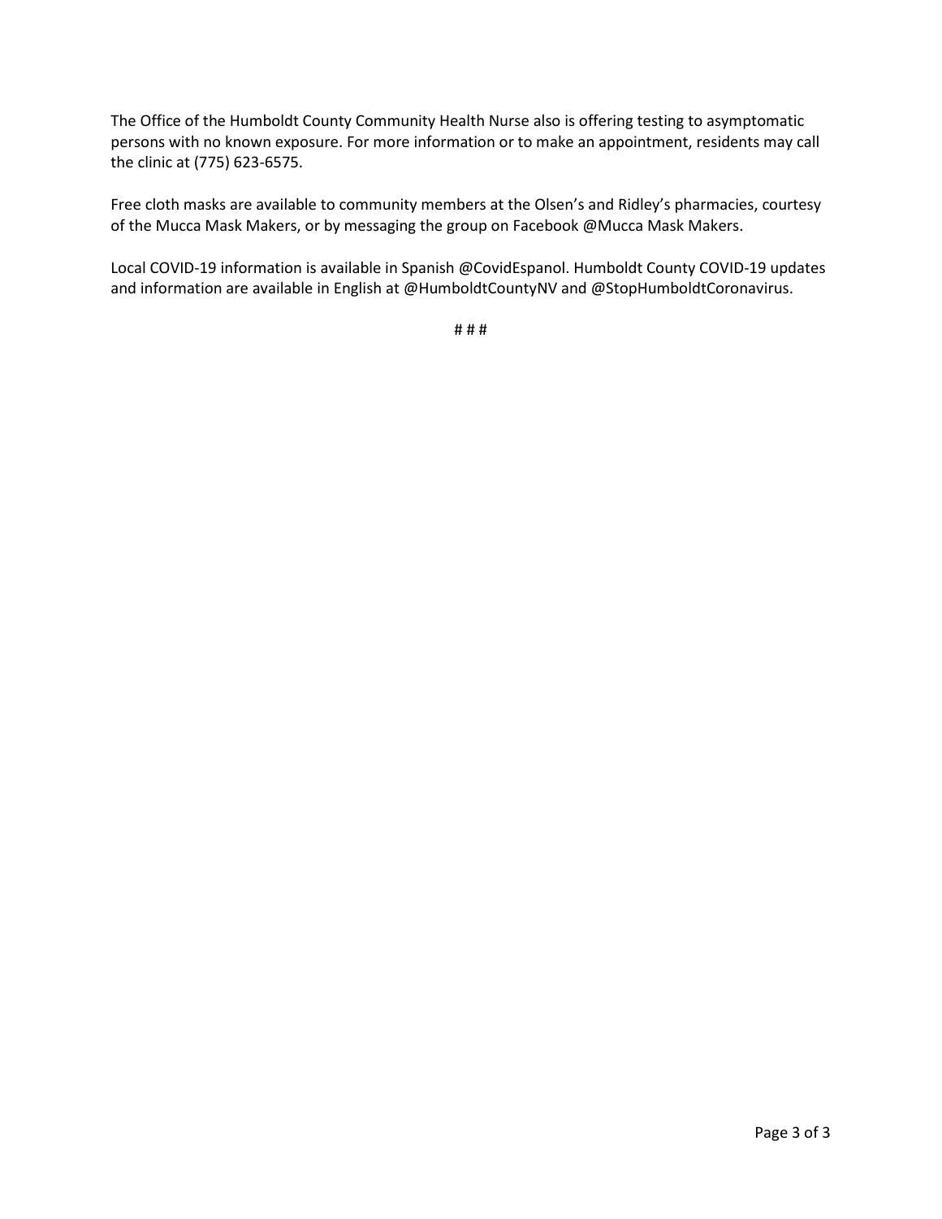The Office of the Humboldt County Community Health Nurse also is offering testing to asymptomatic persons with no known exposure. For more information or to make an appointment, residents may call the clinic at (775) 623-6575.

Free cloth masks are available to community members at the Olsen's and Ridley's pharmacies, courtesy of the Mucca Mask Makers, or by messaging the group on Facebook @Mucca Mask Makers.

Local COVID-19 information is available in Spanish @CovidEspanol. Humboldt County COVID-19 updates and information are available in English at @HumboldtCountyNV and @StopHumboldtCoronavirus.

# # #